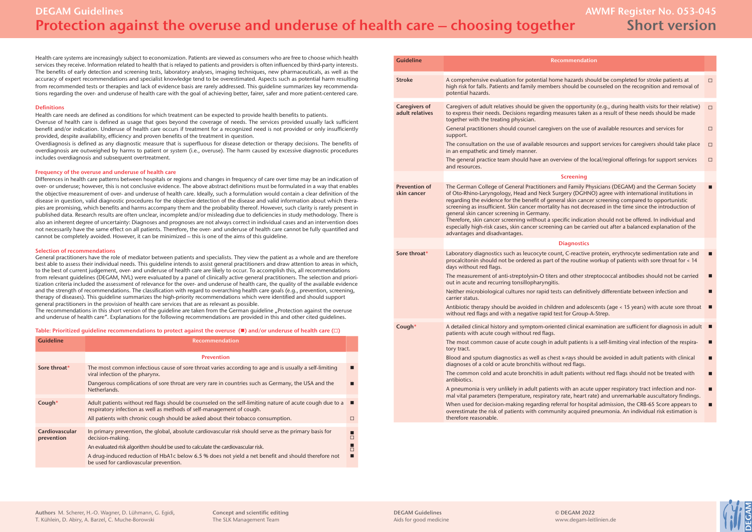# DEGAM Guidelines

# Protection against the overuse and underuse of health care – choosing together

AWMF Register No. 053-045
Short version

Health care systems are increasingly subject to economization. Patients are viewed as consumers who are free to choose which health services they receive. Information related to health that is relayed to patients and providers is often influenced by third-party interests. The benefits of early detection and screening tests, laboratory analyses, imaging techniques, new pharmaceuticals, as well as the accuracy of expert recommendations and specialist knowledge tend to be overestimated. Aspects such as potential harm resulting from recommended tests or therapies and lack of evidence basis are rarely addressed. This guideline summarizes key recommendations regarding the over- and underuse of health care with the goal of achieving better, fairer, safer and more patient-centered care.

### Definitions

Health care needs are defined as conditions for which treatment can be expected to provide health benefits to patients.
Overuse of health care is defined as usage that goes beyond the coverage of needs. The services provided usually lack sufficient benefit and/or indication. Underuse of health care occurs if treatment for a recognized need is not provided or only insufficiently provided, despite availability, efficiency and proven benefits of the treatment in question.
Overdiagnosis is defined as any diagnostic measure that is superfluous for disease detection or therapy decisions. The benefits of overdiagnosis are outweighed by harms to patient or system (i.e., overuse). The harm caused by excessive diagnostic procedures includes overdiagnosis and subsequent overtreatment.

### Frequency of the overuse and underuse of health care

Differences in health care patterns between hospitals or regions and changes in frequency of care over time may be an indication of over- or underuse; however, this is not conclusive evidence. The above abstract definitions must be formulated in a way that enables the objective measurement of over- and underuse of health care. Ideally, such a formulation would contain a clear definition of the disease in question, valid diagnostic procedures for the objective detection of the disease and valid information about which therapies are promising, which benefits and harms accompany them and the probability thereof. However, such clarity is rarely present in published data. Research results are often unclear, incomplete and/or misleading due to deficiencies in study methodology. There is also an inherent degree of uncertainty: Diagnoses and prognoses are not always correct in individual cases and an intervention does not necessarily have the same effect on all patients. Therefore, the over- and underuse of health care cannot be fully quantified and cannot be completely avoided. However, it can be minimized – this is one of the aims of this guideline.

### Selection of recommendations

General practitioners have the role of mediator between patients and specialists. They view the patient as a whole and are therefore best able to assess their individual needs. This guideline intends to assist general practitioners and draw attention to areas in which, to the best of current judgement, over- and underuse of health care are likely to occur. To accomplish this, all recommendations from relevant guidelines (DEGAM, NVL) were evaluated by a panel of clinically active general practitioners. The selection and prioritization criteria included the assessment of relevance for the over- and underuse of health care, the quality of the available evidence and the strength of recommendations. The classification with regard to overarching health care goals (e.g., prevention, screening, therapy of diseases). This guideline summarizes the high-priority recommendations which were identified and should support general practitioners in the provision of health care services that are as relevant as possible.
The recommendations in this short version of the guideline are taken from the German guideline „Protection against the overuse and underuse of health care". Explanations for the following recommendations are provided in this and other cited guidelines.

**Table: Prioritized guideline recommendations to protect against the overuse (■) and/or underuse of health care (□)**

| Guideline | Recommendation | |
|---|---|---|
| | **Prevention** | |
| Sore throat* | The most common infectious cause of sore throat varies according to age and is usually a self-limiting viral infection of the pharynx. | ■ |
| | Dangerous complications of sore throat are very rare in countries such as Germany, the USA and the Netherlands. | ■ |
| Cough* | Adult patients without red flags should be counseled on the self-limiting nature of acute cough due to a respiratory infection as well as methods of self-management of cough. | ■ |
| | All patients with chronic cough should be asked about their tobacco consumption. | □ |
| Cardiovascular prevention | In primary prevention, the global, absolute cardiovascular risk should serve as the primary basis for decision-making. | ■ □ |
| | An evaluated risk algorithm should be used to calculate the cardiovascular risk. | ■ □ |
| | A drug-induced reduction of HbA1c below 6.5 % does not yield a net benefit and should therefore not be used for cardiovascular prevention. | ■ |
| Stroke | A comprehensive evaluation for potential home hazards should be completed for stroke patients at high risk for falls. Patients and family members should be counseled on the recognition and removal of potential hazards. | □ |
| Caregivers of adult relatives | Caregivers of adult relatives should be given the opportunity (e.g., during health visits for their relative) to express their needs. Decisions regarding measures taken as a result of these needs should be made together with the treating physician. | □ |
| | General practitioners should counsel caregivers on the use of available resources and services for support. | □ |
| | The consultation on the use of available resources and support services for caregivers should take place in an empathetic and timely manner. | □ |
| | The general practice team should have an overview of the local/regional offerings for support services and resources. | □ |
| | **Screening** | |
| Prevention of skin cancer | The German College of General Practitioners and Family Physicians (DEGAM) and the German Society of Oto-Rhino-Laryngology, Head and Neck Surgery (DGHNO) agree with international institutions in regarding the evidence for the benefit of general skin cancer screening compared to opportunistic screening as insufficient. Skin cancer mortality has not decreased in the time since the introduction of general skin cancer screening in Germany. Therefore, skin cancer screening without a specific indication should not be offered. In individual and especially high-risk cases, skin cancer screening can be carried out after a balanced explanation of the advantages and disadvantages. | ■ |
| | **Diagnostics** | |
| Sore throat* | Laboratory diagnostics such as leucocyte count, C-reactive protein, erythrocyte sedimentation rate and procalcitonin should not be ordered as part of the routine workup of patients with sore throat for < 14 days without red flags. | ■ |
| | The measurement of anti-streptolysin-O titers and other streptococcal antibodies should not be carried out in acute and recurring tonsillopharyngitis. | ■ |
| | Neither microbiological cultures nor rapid tests can definitively differentiate between infection and carrier status. | ■ |
| | Antibiotic therapy should be avoided in children and adolescents (age < 15 years) with acute sore throat without red flags and with a negative rapid test for Group-A-Strep. | ■ |
| Cough* | A detailed clinical history and symptom-oriented clinical examination are sufficient for diagnosis in adult patients with acute cough without red flags. | ■ |
| | The most common cause of acute cough in adult patients is a self-limiting viral infection of the respiratory tract. | ■ |
| | Blood and sputum diagnostics as well as chest x-rays should be avoided in adult patients with clinical diagnoses of a cold or acute bronchitis without red flags. | ■ |
| | The common cold and acute bronchitis in adult patients without red flags should not be treated with antibiotics. | ■ |
| | A pneumonia is very unlikely in adult patients with an acute upper respiratory tract infection and normal vital parameters (temperature, respiratory rate, heart rate) and unremarkable auscultatory findings. | ■ |
| | When used for decision-making regarding referral for hospital admission, the CRB-65 Score appears to overestimate the risk of patients with community acquired pneumonia. An individual risk estimation is therefore reasonable. | ■ |

Authors M. Scherer, H.-O. Wagner, D. Lühmann, G. Egidi, T. Kühlein, D. Abiry, A. Barzel, C. Muche-Borowski

Concept and scientific editing
The SLK Management Team

DEGAM Guidelines
Aids for good medicine

© DEGAM 2022
www.degam-leitlinien.de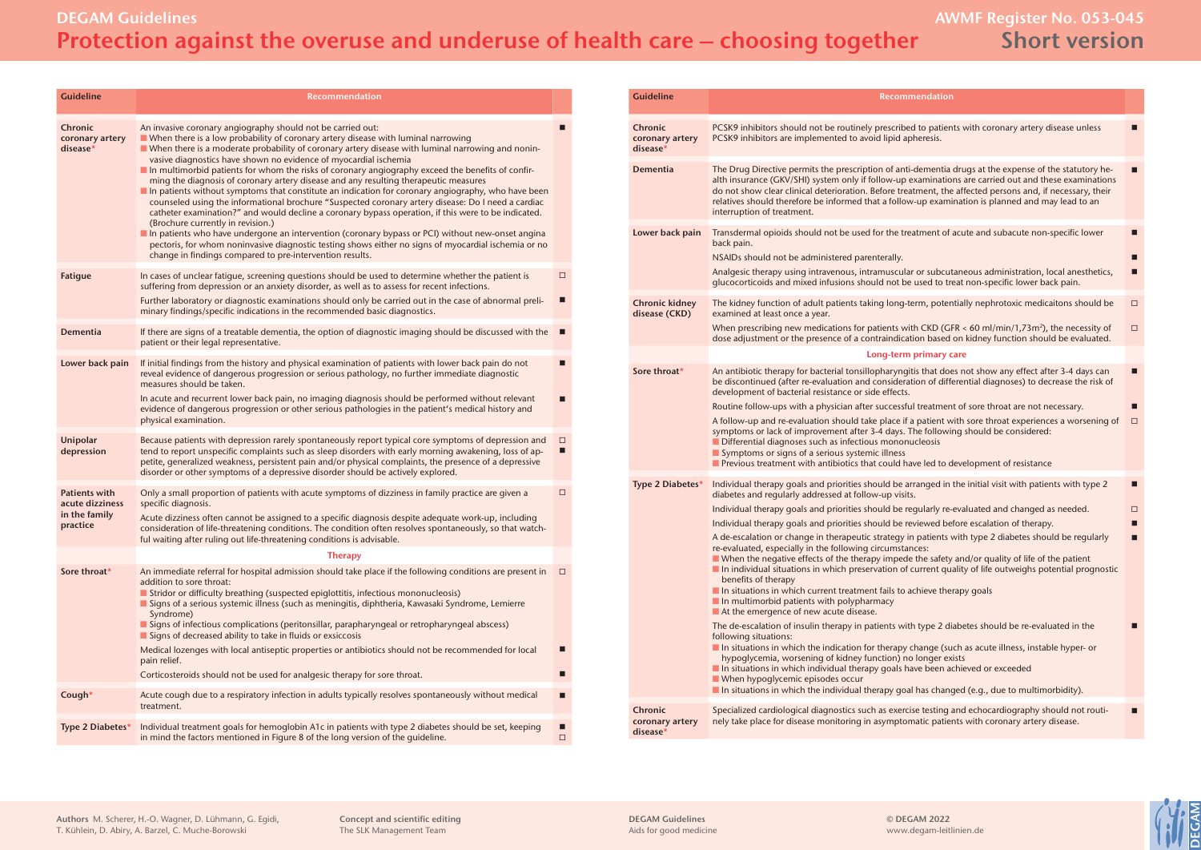# DEGAM Guidelines

# Protection against the overuse and underuse of health care – choosing together

AWMF Register No. 053-045

Short version

| Guideline | Recommendation | |
|---|---|---|
| Chronic coronary artery disease* | An invasive coronary angiography should not be carried out:<br>■ When there is a low probability of coronary artery disease with luminal narrowing<br>■ When there is a moderate probability of coronary artery disease with luminal narrowing and noninvasive diagnostics have shown no evidence of myocardial ischemia<br>■ In multimorbid patients for whom the risks of coronary angiography exceed the benefits of confirming the diagnosis of coronary artery disease and any resulting therapeutic measures<br>■ In patients without symptoms that constitute an indication for coronary angiography, who have been counseled using the informational brochure "Suspected coronary artery disease: Do I need a cardiac catheter examination?" and would decline a coronary bypass operation, if this were to be indicated. (Brochure currently in revision.)<br>■ In patients who have undergone an intervention (coronary bypass or PCI) without new-onset angina pectoris, for whom noninvasive diagnostic testing shows either no signs of myocardial ischemia or no change in findings compared to pre-intervention results. | ■ |
| Fatigue | In cases of unclear fatigue, screening questions should be used to determine whether the patient is suffering from depression or an anxiety disorder, as well as to assess for recent infections. | □ |
| | Further laboratory or diagnostic examinations should only be carried out in the case of abnormal preliminary findings/specific indications in the recommended basic diagnostics. | ■ |
| Dementia | If there are signs of a treatable dementia, the option of diagnostic imaging should be discussed with the patient or their legal representative. | ■ |
| Lower back pain | If initial findings from the history and physical examination of patients with lower back pain do not reveal evidence of dangerous progression or serious pathology, no further immediate diagnostic measures should be taken. | ■ |
| | In acute and recurrent lower back pain, no imaging diagnosis should be performed without relevant evidence of dangerous progression or other serious pathologies in the patient's medical history and physical examination. | ■ |
| Unipolar depression | Because patients with depression rarely spontaneously report typical core symptoms of depression and tend to report unspecific complaints such as sleep disorders with early morning awakening, loss of appetite, generalized weakness, persistent pain and/or physical complaints, the presence of a depressive disorder or other symptoms of a depressive disorder should be actively explored. | □ ■ |
| Patients with acute dizziness in the family practice | Only a small proportion of patients with acute symptoms of dizziness in family practice are given a specific diagnosis.<br>Acute dizziness often cannot be assigned to a specific diagnosis despite adequate work-up, including consideration of life-threatening conditions. The condition often resolves spontaneously, so that watchful waiting after ruling out life-threatening conditions is advisable. | □ |
| | **Therapy** | |
| Sore throat* | An immediate referral for hospital admission should take place if the following conditions are present in addition to sore throat:<br>■ Stridor or difficulty breathing (suspected epiglottitis, infectious mononucleosis)<br>■ Signs of a serious systemic illness (such as meningitis, diphtheria, Kawasaki Syndrome, Lemierre Syndrome)<br>■ Signs of infectious complications (peritonsillar, parapharyngeal or retropharyngeal abscess)<br>■ Signs of decreased ability to take in fluids or exsiccosis | □ |
| | Medical lozenges with local antiseptic properties or antibiotics should not be recommended for local pain relief. | ■ |
| | Corticosteroids should not be used for analgesic therapy for sore throat. | ■ |
| Cough* | Acute cough due to a respiratory infection in adults typically resolves spontaneously without medical treatment. | ■ |
| Type 2 Diabetes* | Individual treatment goals for hemoglobin A1c in patients with type 2 diabetes should be set, keeping in mind the factors mentioned in Figure 8 of the long version of the guideline. | ■ □ |
| Chronic coronary artery disease* | PCSK9 inhibitors should not be routinely prescribed to patients with coronary artery disease unless PCSK9 inhibitors are implemented to avoid lipid apheresis. | ■ |
| Dementia | The Drug Directive permits the prescription of anti-dementia drugs at the expense of the statutory health insurance (GKV/SHI) system only if follow-up examinations are carried out and these examinations do not show clear clinical deterioration. Before treatment, the affected persons and, if necessary, their relatives should therefore be informed that a follow-up examination is planned and may lead to an interruption of treatment. | ■ |
| Lower back pain | Transdermal opioids should not be used for the treatment of acute and subacute non-specific lower back pain. | ■ |
| | NSAIDs should not be administered parenterally. | ■ |
| | Analgesic therapy using intravenous, intramuscular or subcutaneous administration, local anesthetics, glucocorticoids and mixed infusions should not be used to treat non-specific lower back pain. | ■ |
| Chronic kidney disease (CKD) | The kidney function of adult patients taking long-term, potentially nephrotoxic medicaitons should be examined at least once a year. | □ |
| | When prescribing new medications for patients with CKD (GFR < 60 ml/min/1,73m²), the necessity of dose adjustment or the presence of a contraindication based on kidney function should be evaluated. | □ |
| | **Long-term primary care** | |
| Sore throat* | An antibiotic therapy for bacterial tonsillopharyngitis that does not show any effect after 3-4 days can be discontinued (after re-evaluation and consideration of differential diagnoses) to decrease the risk of development of bacterial resistance or side effects. | ■ |
| | Routine follow-ups with a physician after successful treatment of sore throat are not necessary. | ■ |
| | A follow-up and re-evaluation should take place if a patient with sore throat experiences a worsening of symptoms or lack of improvement after 3-4 days. The following should be considered:<br>■ Differential diagnoses such as infectious mononucleosis<br>■ Symptoms or signs of a serious systemic illness<br>■ Previous treatment with antibiotics that could have led to development of resistance | □ |
| Type 2 Diabetes* | Individual therapy goals and priorities should be arranged in the initial visit with patients with type 2 diabetes and regularly addressed at follow-up visits. | ■ |
| | Individual therapy goals and priorities should be regularly re-evaluated and changed as needed. | □ |
| | Individual therapy goals and priorities should be reviewed before escalation of therapy. | ■ |
| | A de-escalation or change in therapeutic strategy in patients with type 2 diabetes should be regularly re-evaluated, especially in the following circumstances:<br>■ When the negative effects of the therapy impede the safety and/or quality of life of the patient<br>■ In individual situations in which preservation of current quality of life outweighs potential prognostic benefits of therapy<br>■ In situations in which current treatment fails to achieve therapy goals<br>■ In multimorbid patients with polypharmacy<br>■ At the emergence of new acute disease. | ■ |
| | The de-escalation of insulin therapy in patients with type 2 diabetes should be re-evaluated in the following situations:<br>■ In situations in which the indication for therapy change (such as acute illness, instable hyper- or hypoglycemia, worsening of kidney function) no longer exists<br>■ In situations in which individual therapy goals have been achieved or exceeded<br>■ When hypoglycemic episodes occur<br>■ In situations in which the individual therapy goal has changed (e.g., due to multimorbidity). | ■ |
| Chronic coronary artery disease* | Specialized cardiological diagnostics such as exercise testing and echocardiography should not routinely take place for disease monitoring in asymptomatic patients with coronary artery disease. | ■ |

Authors M. Scherer, H.-O. Wagner, D. Lühmann, G. Egidi, T. Kühlein, D. Abiry, A. Barzel, C. Muche-Borowski

Concept and scientific editing The SLK Management Team

DEGAM Guidelines Aids for good medicine

© DEGAM 2022 www.degam-leitlinien.de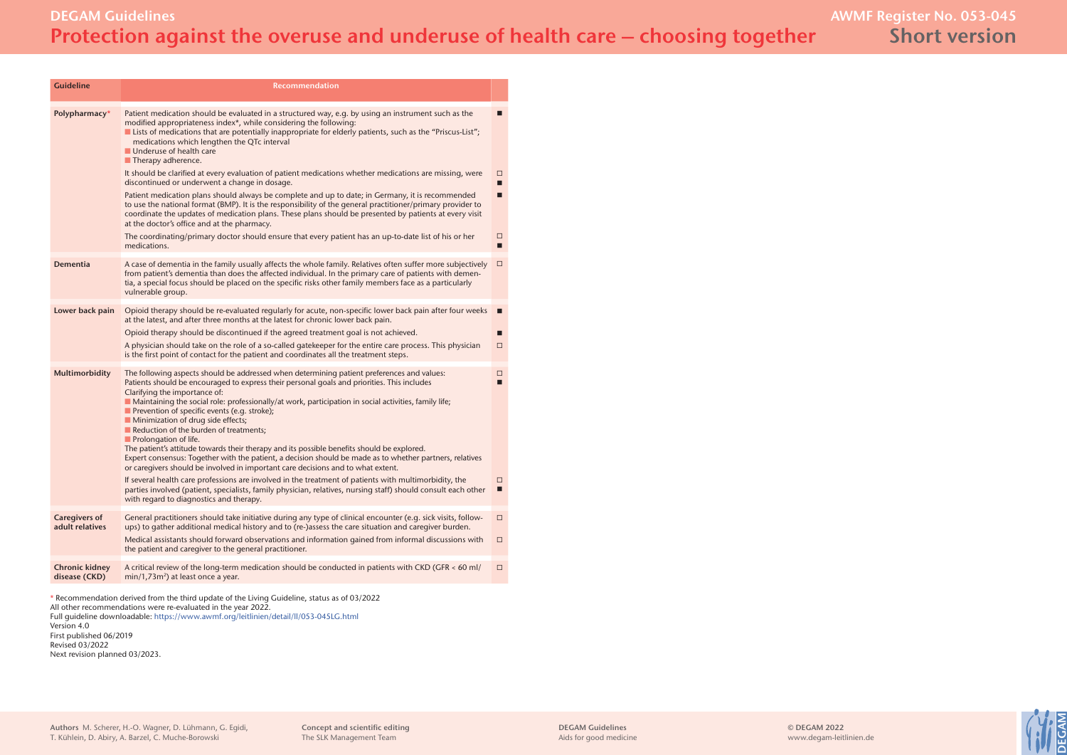| Guideline | Recommendation | |
|---|---|---|
| **Polypharmacy*** | Patient medication should be evaluated in a structured way, e.g. by using an instrument such as the modified appropriateness index*, while considering the following:<br>■ Lists of medications that are potentially inappropriate for elderly patients, such as the "Priscus-List"; medications which lengthen the QTc interval<br>■ Underuse of health care<br>■ Therapy adherence. | ■ |
| | It should be clarified at every evaluation of patient medications whether medications are missing, were discontinued or underwent a change in dosage. | □ ■ |
| | Patient medication plans should always be complete and up to date; in Germany, it is recommended to use the national format (BMP). It is the responsibility of the general practitioner/primary provider to coordinate the updates of medication plans. These plans should be presented by patients at every visit at the doctor's office and at the pharmacy. | ■ |
| | The coordinating/primary doctor should ensure that every patient has an up-to-date list of his or her medications. | □ ■ |
| **Dementia** | A case of dementia in the family usually affects the whole family. Relatives often suffer more subjectively from patient's dementia than does the affected individual. In the primary care of patients with dementia, a special focus should be placed on the specific risks other family members face as a particularly vulnerable group. | □ |
| **Lower back pain** | Opioid therapy should be re-evaluated regularly for acute, non-specific lower back pain after four weeks at the latest, and after three months at the latest for chronic lower back pain. | ■ |
| | Opioid therapy should be discontinued if the agreed treatment goal is not achieved. | ■ |
| | A physician should take on the role of a so-called gatekeeper for the entire care process. This physician is the first point of contact for the patient and coordinates all the treatment steps. | □ |
| **Multimorbidity** | The following aspects should be addressed when determining patient preferences and values:<br>Patients should be encouraged to express their personal goals and priorities. This includes<br>Clarifying the importance of:<br>■ Maintaining the social role: professionally/at work, participation in social activities, family life;<br>■ Prevention of specific events (e.g. stroke);<br>■ Minimization of drug side effects;<br>■ Reduction of the burden of treatments;<br>■ Prolongation of life.<br>The patient's attitude towards their therapy and its possible benefits should be explored.<br>Expert consensus: Together with the patient, a decision should be made as to whether partners, relatives or caregivers should be involved in important care decisions and to what extent. | □ ■ |
| | If several health care professions are involved in the treatment of patients with multimorbidity, the parties involved (patient, specialists, family physician, relatives, nursing staff) should consult each other with regard to diagnostics and therapy. | □ ■ |
| **Caregivers of adult relatives** | General practitioners should take initiative during any type of clinical encounter (e.g. sick visits, follow-ups) to gather additional medical history and to (re-)assess the care situation and caregiver burden. | □ |
| | Medical assistants should forward observations and information gained from informal discussions with the patient and caregiver to the general practitioner. | □ |
| **Chronic kidney disease (CKD)** | A critical review of the long-term medication should be conducted in patients with CKD (GFR < 60 ml/min/1,73m²) at least once a year. | □ |

* Recommendation derived from the third update of the Living Guideline, status as of 03/2022
All other recommendations were re-evaluated in the year 2022.
Full guideline downloadable: https://www.awmf.org/leitlinien/detail/ll/053-045LG.html
Version 4.0
First published 06/2019
Revised 03/2022
Next revision planned 03/2023.

**Authors** M. Scherer, H.-O. Wagner, D. Lühmann, G. Egidi, T. Kühlein, D. Abiry, A. Barzel, C. Muche-Borowski

**Concept and scientific editing** The SLK Management Team

**DEGAM Guidelines** Aids for good medicine

**© DEGAM 2022** www.degam-leitlinien.de